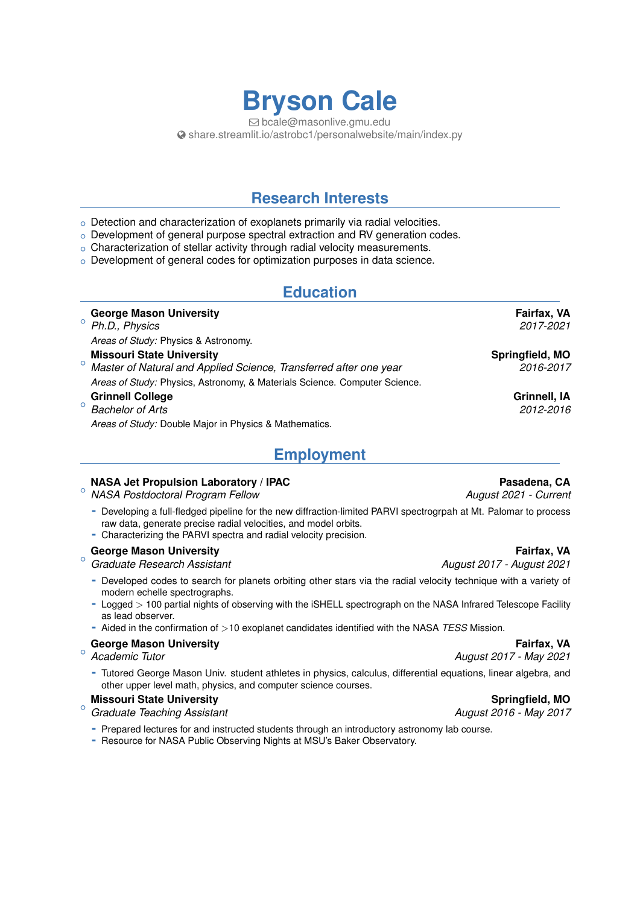# Bryson Cale

bcale@masonlive.gmu.edu
share.streamlit.io/astrobc1/personalwebsite/main/index.py

## Research Interests

- Detection and characterization of exoplanets primarily via radial velocities.
- Development of general purpose spectral extraction and RV generation codes.
- Characterization of stellar activity through radial velocity measurements.
- Development of general codes for optimization purposes in data science.

## Education

- **George Mason University** — **Fairfax, VA**
  *Ph.D., Physics* — *2017-2021*
  *Areas of Study:* Physics & Astronomy.
- **Missouri State University** — **Springfield, MO**
  *Master of Natural and Applied Science, Transferred after one year* — *2016-2017*
  *Areas of Study:* Physics, Astronomy, & Materials Science. Computer Science.
- **Grinnell College** — **Grinnell, IA**
  *Bachelor of Arts* — *2012-2016*
  *Areas of Study:* Double Major in Physics & Mathematics.

## Employment

- **NASA Jet Propulsion Laboratory / IPAC** — **Pasadena, CA**
  *NASA Postdoctoral Program Fellow* — *August 2021 - Current*
  - Developing a full-fledged pipeline for the new diffraction-limited PARVI spectrogrpah at Mt. Palomar to process raw data, generate precise radial velocities, and model orbits.
  - Characterizing the PARVI spectra and radial velocity precision.
- **George Mason University** — **Fairfax, VA**
  *Graduate Research Assistant* — *August 2017 - August 2021*
  - Developed codes to search for planets orbiting other stars via the radial velocity technique with a variety of modern echelle spectrographs.
  - Logged $>$ 100 partial nights of observing with the iSHELL spectrograph on the NASA Infrared Telescope Facility as lead observer.
  - Aided in the confirmation of $>$10 exoplanet candidates identified with the NASA *TESS* Mission.
- **George Mason University** — **Fairfax, VA**
  *Academic Tutor* — *August 2017 - May 2021*
  - Tutored George Mason Univ. student athletes in physics, calculus, differential equations, linear algebra, and other upper level math, physics, and computer science courses.
- **Missouri State University** — **Springfield, MO**
  *Graduate Teaching Assistant* — *August 2016 - May 2017*
  - Prepared lectures for and instructed students through an introductory astronomy lab course.
  - Resource for NASA Public Observing Nights at MSU's Baker Observatory.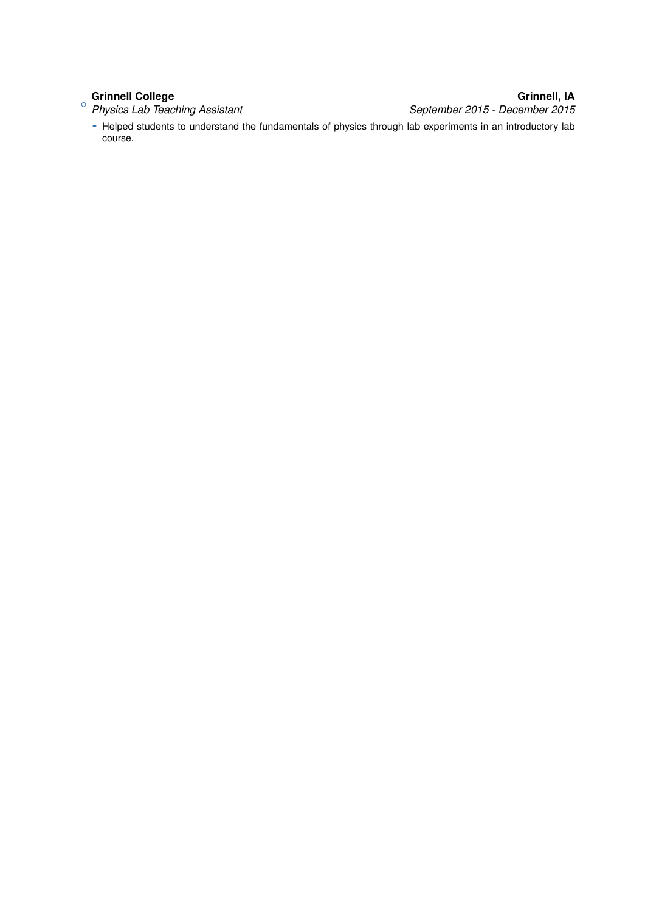- **Grinnell College** — **Grinnell, IA**
  *Physics Lab Teaching Assistant* — *September 2015 - December 2015*
  - Helped students to understand the fundamentals of physics through lab experiments in an introductory lab course.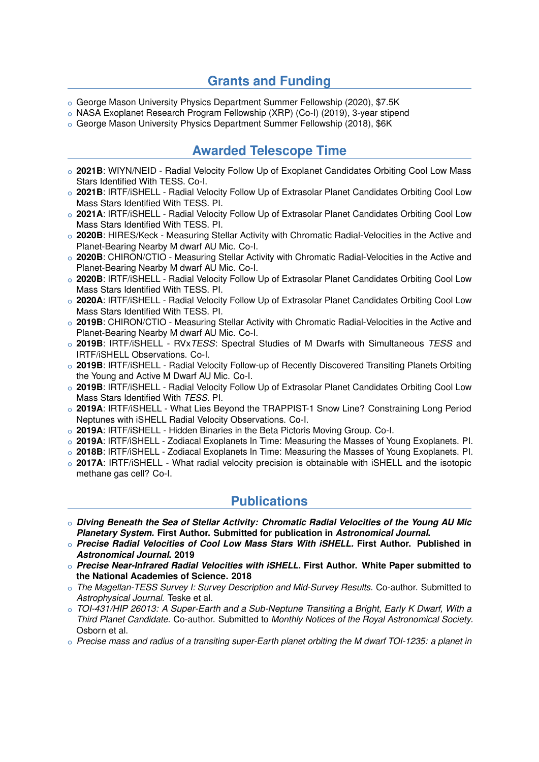## Grants and Funding

- George Mason University Physics Department Summer Fellowship (2020), $7.5K
- NASA Exoplanet Research Program Fellowship (XRP) (Co-I) (2019), 3-year stipend
- George Mason University Physics Department Summer Fellowship (2018), $6K

## Awarded Telescope Time

- **2021B**: WIYN/NEID - Radial Velocity Follow Up of Exoplanet Candidates Orbiting Cool Low Mass Stars Identified With TESS. Co-I.
- **2021B**: IRTF/iSHELL - Radial Velocity Follow Up of Extrasolar Planet Candidates Orbiting Cool Low Mass Stars Identified With TESS. PI.
- **2021A**: IRTF/iSHELL - Radial Velocity Follow Up of Extrasolar Planet Candidates Orbiting Cool Low Mass Stars Identified With TESS. PI.
- **2020B**: HIRES/Keck - Measuring Stellar Activity with Chromatic Radial-Velocities in the Active and Planet-Bearing Nearby M dwarf AU Mic. Co-I.
- **2020B**: CHIRON/CTIO - Measuring Stellar Activity with Chromatic Radial-Velocities in the Active and Planet-Bearing Nearby M dwarf AU Mic. Co-I.
- **2020B**: IRTF/iSHELL - Radial Velocity Follow Up of Extrasolar Planet Candidates Orbiting Cool Low Mass Stars Identified With TESS. PI.
- **2020A**: IRTF/iSHELL - Radial Velocity Follow Up of Extrasolar Planet Candidates Orbiting Cool Low Mass Stars Identified With TESS. PI.
- **2019B**: CHIRON/CTIO - Measuring Stellar Activity with Chromatic Radial-Velocities in the Active and Planet-Bearing Nearby M dwarf AU Mic. Co-I.
- **2019B**: IRTF/iSHELL - RVx*TESS*: Spectral Studies of M Dwarfs with Simultaneous *TESS* and IRTF/iSHELL Observations. Co-I.
- **2019B**: IRTF/iSHELL - Radial Velocity Follow-up of Recently Discovered Transiting Planets Orbiting the Young and Active M Dwarf AU Mic. Co-I.
- **2019B**: IRTF/iSHELL - Radial Velocity Follow Up of Extrasolar Planet Candidates Orbiting Cool Low Mass Stars Identified With *TESS*. PI.
- **2019A**: IRTF/iSHELL - What Lies Beyond the TRAPPIST-1 Snow Line? Constraining Long Period Neptunes with iSHELL Radial Velocity Observations. Co-I.
- **2019A**: IRTF/iSHELL - Hidden Binaries in the Beta Pictoris Moving Group. Co-I.
- **2019A**: IRTF/iSHELL - Zodiacal Exoplanets In Time: Measuring the Masses of Young Exoplanets. PI.
- **2018B**: IRTF/iSHELL - Zodiacal Exoplanets In Time: Measuring the Masses of Young Exoplanets. PI.
- **2017A**: IRTF/iSHELL - What radial velocity precision is obtainable with iSHELL and the isotopic methane gas cell? Co-I.

## Publications

- ***Diving Beneath the Sea of Stellar Activity: Chromatic Radial Velocities of the Young AU Mic Planetary System.*** **First Author. Submitted for publication in *Astronomical Journal*.**
- ***Precise Radial Velocities of Cool Low Mass Stars With iSHELL.*** **First Author. Published in *Astronomical Journal*. 2019**
- ***Precise Near-Infrared Radial Velocities with iSHELL.*** **First Author. White Paper submitted to the National Academies of Science. 2018**
- *The Magellan-TESS Survey I: Survey Description and Mid-Survey Results.* Co-author. Submitted to *Astrophysical Journal.* Teske et al.
- *TOI-431/HIP 26013: A Super-Earth and a Sub-Neptune Transiting a Bright, Early K Dwarf, With a Third Planet Candidate.* Co-author. Submitted to *Monthly Notices of the Royal Astronomical Society*. Osborn et al.
- *Precise mass and radius of a transiting super-Earth planet orbiting the M dwarf TOI-1235: a planet in*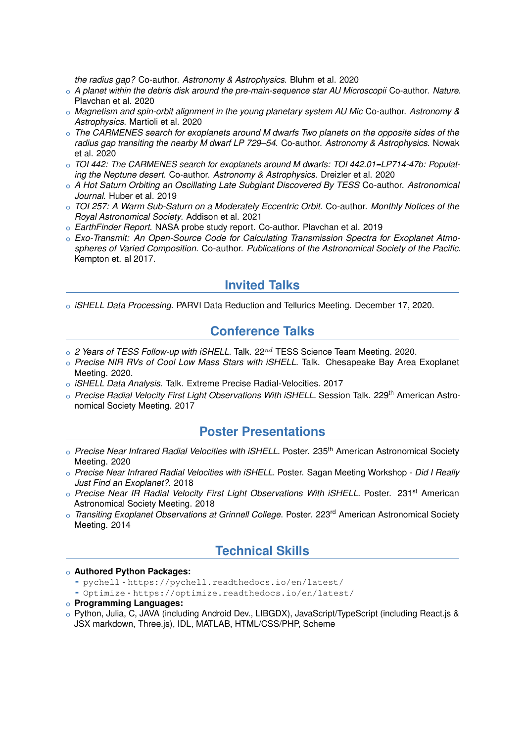*the radius gap?* Co-author. *Astronomy & Astrophysics*. Bluhm et al. 2020

- *A planet within the debris disk around the pre-main-sequence star AU Microscopii* Co-author. *Nature*. Plavchan et al. 2020
- *Magnetism and spin-orbit alignment in the young planetary system AU Mic* Co-author. *Astronomy & Astrophysics*. Martioli et al. 2020
- *The CARMENES search for exoplanets around M dwarfs Two planets on the opposite sides of the radius gap transiting the nearby M dwarf LP 729–54*. Co-author. *Astronomy & Astrophysics*. Nowak et al. 2020
- *TOI 442: The CARMENES search for exoplanets around M dwarfs: TOI 442.01=LP714-47b: Populating the Neptune desert*. Co-author. *Astronomy & Astrophysics*. Dreizler et al. 2020
- *A Hot Saturn Orbiting an Oscillating Late Subgiant Discovered By TESS* Co-author. *Astronomical Journal*. Huber et al. 2019
- *TOI 257: A Warm Sub-Saturn on a Moderately Eccentric Orbit*. Co-author. *Monthly Notices of the Royal Astronomical Society*. Addison et al. 2021
- *EarthFinder Report*. NASA probe study report. Co-author. Plavchan et al. 2019
- *Exo-Transmit: An Open-Source Code for Calculating Transmission Spectra for Exoplanet Atmospheres of Varied Composition*. Co-author. *Publications of the Astronomical Society of the Pacific*. Kempton et. al 2017.

## Invited Talks

- *iSHELL Data Processing*. PARVI Data Reduction and Tellurics Meeting. December 17, 2020.

## Conference Talks

- *2 Years of TESS Follow-up with iSHELL*. Talk. $22^{nd}$ TESS Science Team Meeting. 2020.
- *Precise NIR RVs of Cool Low Mass Stars with iSHELL*. Talk. Chesapeake Bay Area Exoplanet Meeting. 2020.
- *iSHELL Data Analysis*. Talk. Extreme Precise Radial-Velocities. 2017
- *Precise Radial Velocity First Light Observations With iSHELL*. Session Talk. 229th American Astronomical Society Meeting. 2017

## Poster Presentations

- *Precise Near Infrared Radial Velocities with iSHELL*. Poster. 235th American Astronomical Society Meeting. 2020
- *Precise Near Infrared Radial Velocities with iSHELL*. Poster. Sagan Meeting Workshop - *Did I Really Just Find an Exoplanet?*. 2018
- *Precise Near IR Radial Velocity First Light Observations With iSHELL*. Poster. 231st American Astronomical Society Meeting. 2018
- *Transiting Exoplanet Observations at Grinnell College*. Poster. 223rd American Astronomical Society Meeting. 2014

## Technical Skills

- **Authored Python Packages:**
  - `pychell` - `https://pychell.readthedocs.io/en/latest/`
  - `Optimize` - `https://optimize.readthedocs.io/en/latest/`
- **Programming Languages:**
- Python, Julia, C, JAVA (including Android Dev., LIBGDX), JavaScript/TypeScript (including React.js & JSX markdown, Three.js), IDL, MATLAB, HTML/CSS/PHP, Scheme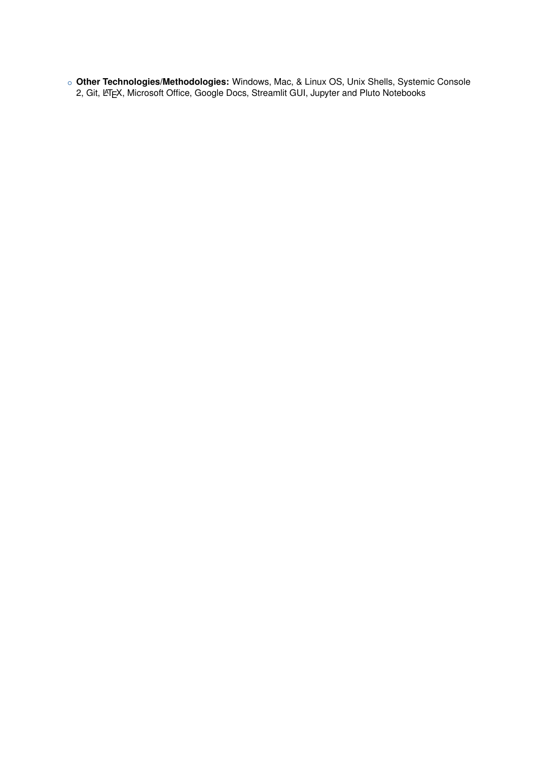- **Other Technologies/Methodologies:** Windows, Mac, & Linux OS, Unix Shells, Systemic Console 2, Git, LaTeX, Microsoft Office, Google Docs, Streamlit GUI, Jupyter and Pluto Notebooks